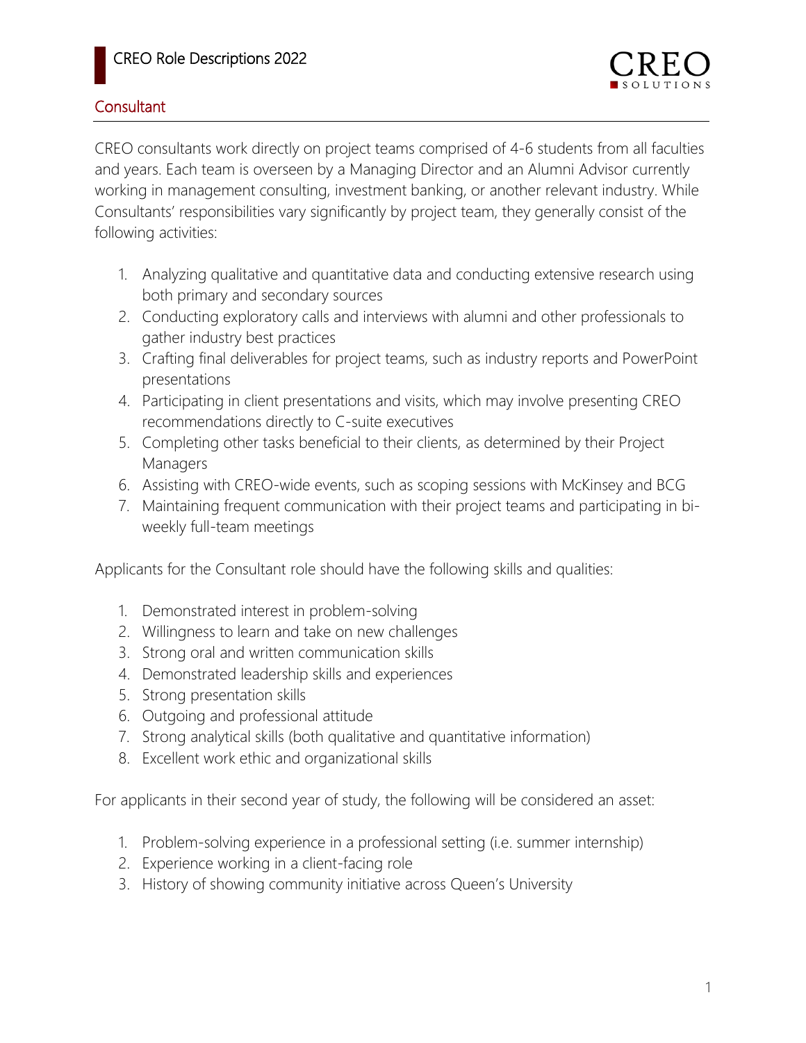# CREO Role Descriptions 2022

## Consultant

CREO consultants work directly on project teams comprised of 4-6 students from all faculties and years. Each team is overseen by a Managing Director and an Alumni Advisor currently working in management consulting, investment banking, or another relevant industry. While Consultants' responsibilities vary significantly by project team, they generally consist of the following activities:

1. Analyzing qualitative and quantitative data and conducting extensive research using both primary and secondary sources
2. Conducting exploratory calls and interviews with alumni and other professionals to gather industry best practices
3. Crafting final deliverables for project teams, such as industry reports and PowerPoint presentations
4. Participating in client presentations and visits, which may involve presenting CREO recommendations directly to C-suite executives
5. Completing other tasks beneficial to their clients, as determined by their Project Managers
6. Assisting with CREO-wide events, such as scoping sessions with McKinsey and BCG
7. Maintaining frequent communication with their project teams and participating in bi-weekly full-team meetings

Applicants for the Consultant role should have the following skills and qualities:

1. Demonstrated interest in problem-solving
2. Willingness to learn and take on new challenges
3. Strong oral and written communication skills
4. Demonstrated leadership skills and experiences
5. Strong presentation skills
6. Outgoing and professional attitude
7. Strong analytical skills (both qualitative and quantitative information)
8. Excellent work ethic and organizational skills

For applicants in their second year of study, the following will be considered an asset:

1. Problem-solving experience in a professional setting (i.e. summer internship)
2. Experience working in a client-facing role
3. History of showing community initiative across Queen's University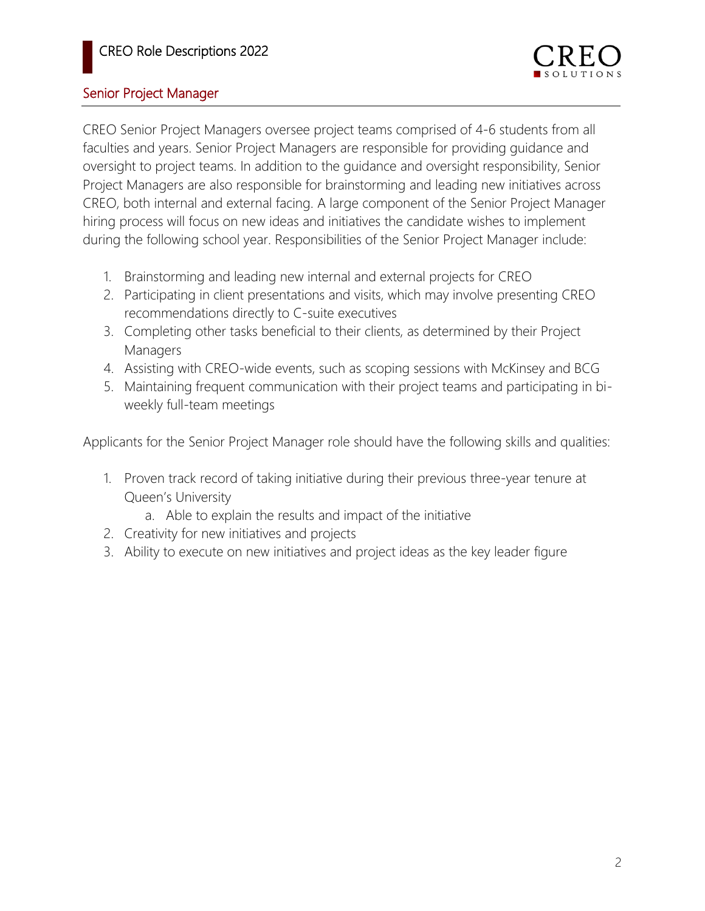## Senior Project Manager

CREO Senior Project Managers oversee project teams comprised of 4-6 students from all faculties and years. Senior Project Managers are responsible for providing guidance and oversight to project teams. In addition to the guidance and oversight responsibility, Senior Project Managers are also responsible for brainstorming and leading new initiatives across CREO, both internal and external facing. A large component of the Senior Project Manager hiring process will focus on new ideas and initiatives the candidate wishes to implement during the following school year. Responsibilities of the Senior Project Manager include:

1. Brainstorming and leading new internal and external projects for CREO
2. Participating in client presentations and visits, which may involve presenting CREO recommendations directly to C-suite executives
3. Completing other tasks beneficial to their clients, as determined by their Project Managers
4. Assisting with CREO-wide events, such as scoping sessions with McKinsey and BCG
5. Maintaining frequent communication with their project teams and participating in bi-weekly full-team meetings

Applicants for the Senior Project Manager role should have the following skills and qualities:

1. Proven track record of taking initiative during their previous three-year tenure at Queen's University
   a. Able to explain the results and impact of the initiative
2. Creativity for new initiatives and projects
3. Ability to execute on new initiatives and project ideas as the key leader figure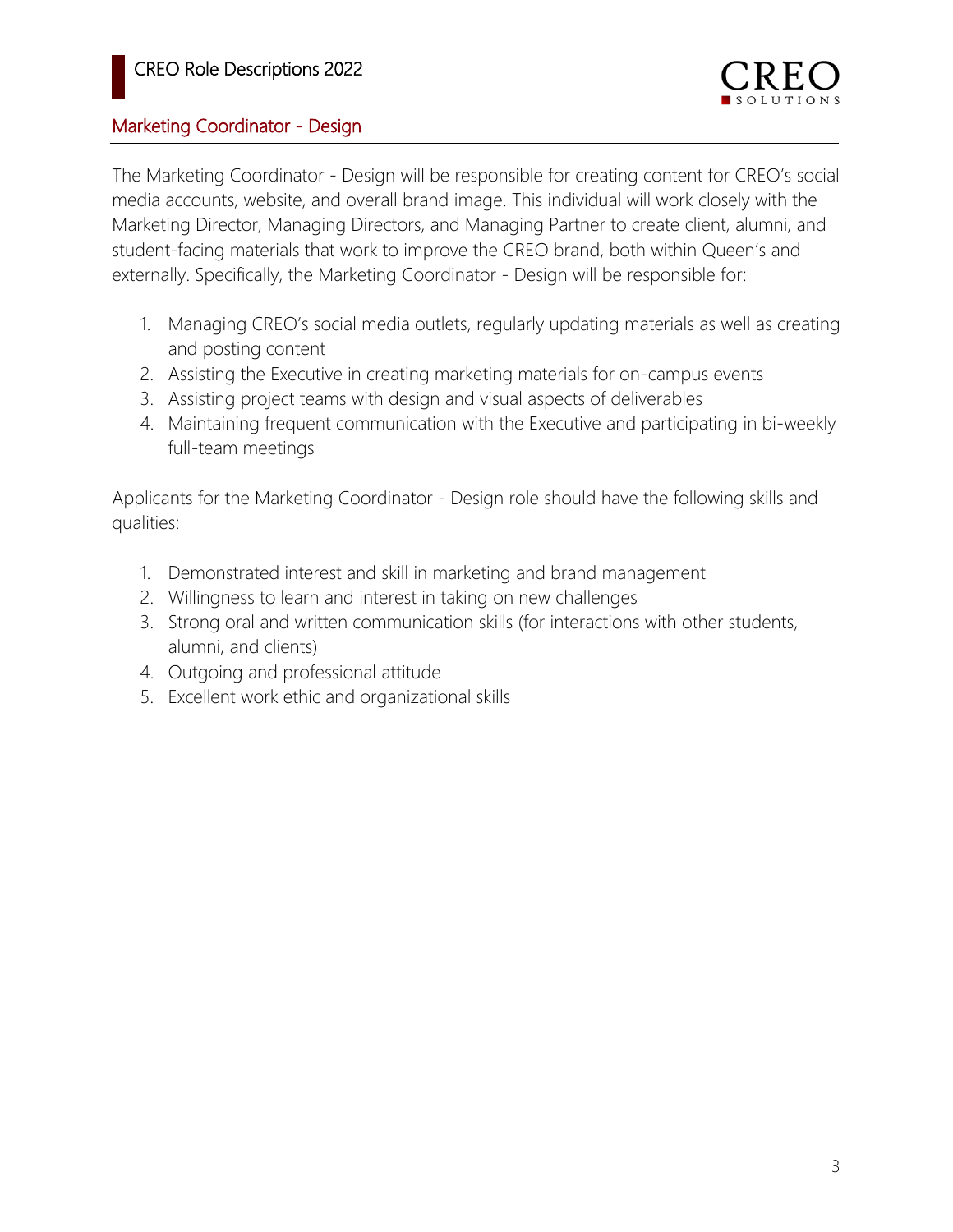## Marketing Coordinator - Design

The Marketing Coordinator - Design will be responsible for creating content for CREO's social media accounts, website, and overall brand image. This individual will work closely with the Marketing Director, Managing Directors, and Managing Partner to create client, alumni, and student-facing materials that work to improve the CREO brand, both within Queen's and externally. Specifically, the Marketing Coordinator - Design will be responsible for:

1. Managing CREO's social media outlets, regularly updating materials as well as creating and posting content
2. Assisting the Executive in creating marketing materials for on-campus events
3. Assisting project teams with design and visual aspects of deliverables
4. Maintaining frequent communication with the Executive and participating in bi-weekly full-team meetings

Applicants for the Marketing Coordinator - Design role should have the following skills and qualities:

1. Demonstrated interest and skill in marketing and brand management
2. Willingness to learn and interest in taking on new challenges
3. Strong oral and written communication skills (for interactions with other students, alumni, and clients)
4. Outgoing and professional attitude
5. Excellent work ethic and organizational skills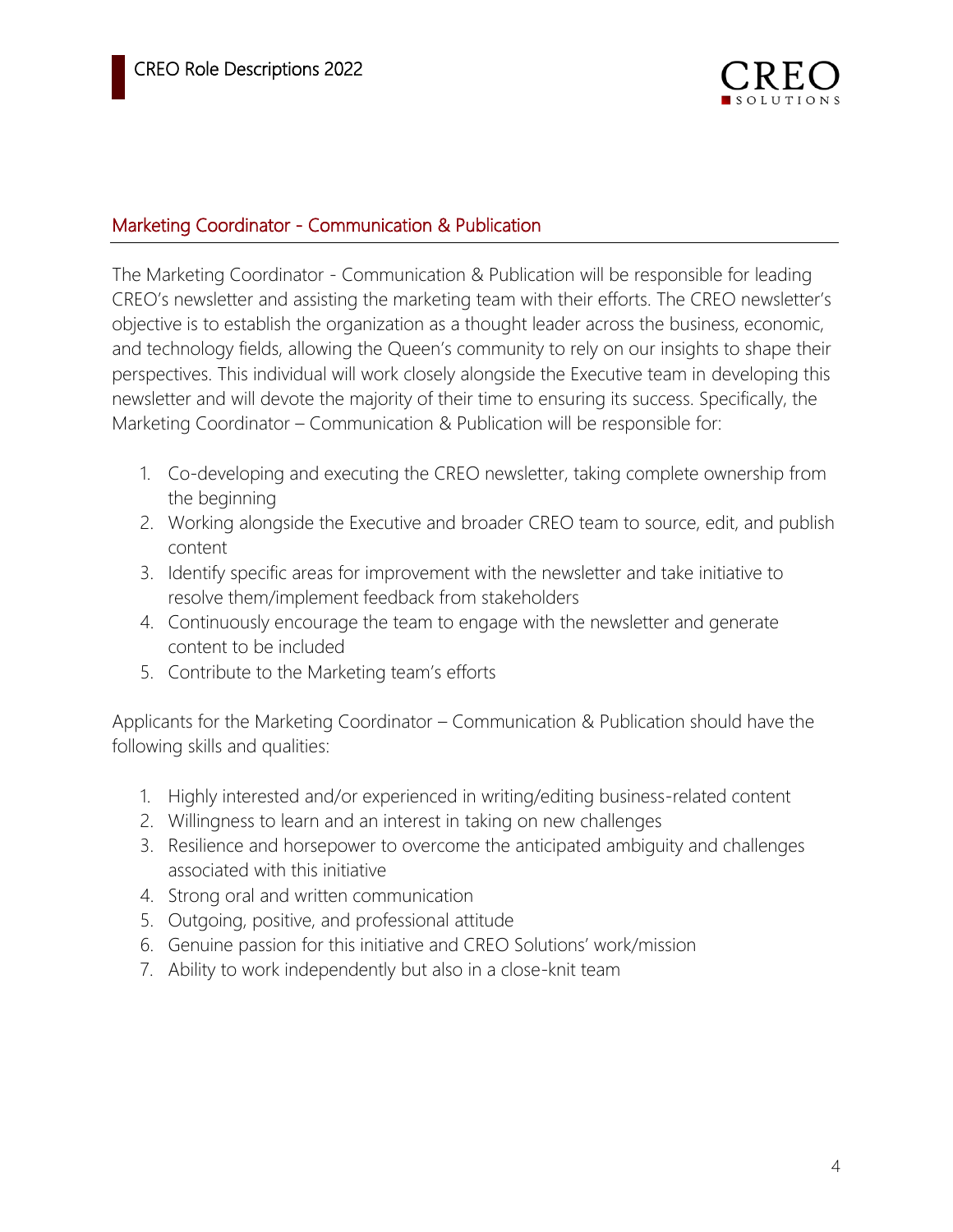## Marketing Coordinator - Communication & Publication

The Marketing Coordinator - Communication & Publication will be responsible for leading CREO's newsletter and assisting the marketing team with their efforts. The CREO newsletter's objective is to establish the organization as a thought leader across the business, economic, and technology fields, allowing the Queen's community to rely on our insights to shape their perspectives. This individual will work closely alongside the Executive team in developing this newsletter and will devote the majority of their time to ensuring its success. Specifically, the Marketing Coordinator – Communication & Publication will be responsible for:

1. Co-developing and executing the CREO newsletter, taking complete ownership from the beginning
2. Working alongside the Executive and broader CREO team to source, edit, and publish content
3. Identify specific areas for improvement with the newsletter and take initiative to resolve them/implement feedback from stakeholders
4. Continuously encourage the team to engage with the newsletter and generate content to be included
5. Contribute to the Marketing team's efforts

Applicants for the Marketing Coordinator – Communication & Publication should have the following skills and qualities:

1. Highly interested and/or experienced in writing/editing business-related content
2. Willingness to learn and an interest in taking on new challenges
3. Resilience and horsepower to overcome the anticipated ambiguity and challenges associated with this initiative
4. Strong oral and written communication
5. Outgoing, positive, and professional attitude
6. Genuine passion for this initiative and CREO Solutions' work/mission
7. Ability to work independently but also in a close-knit team